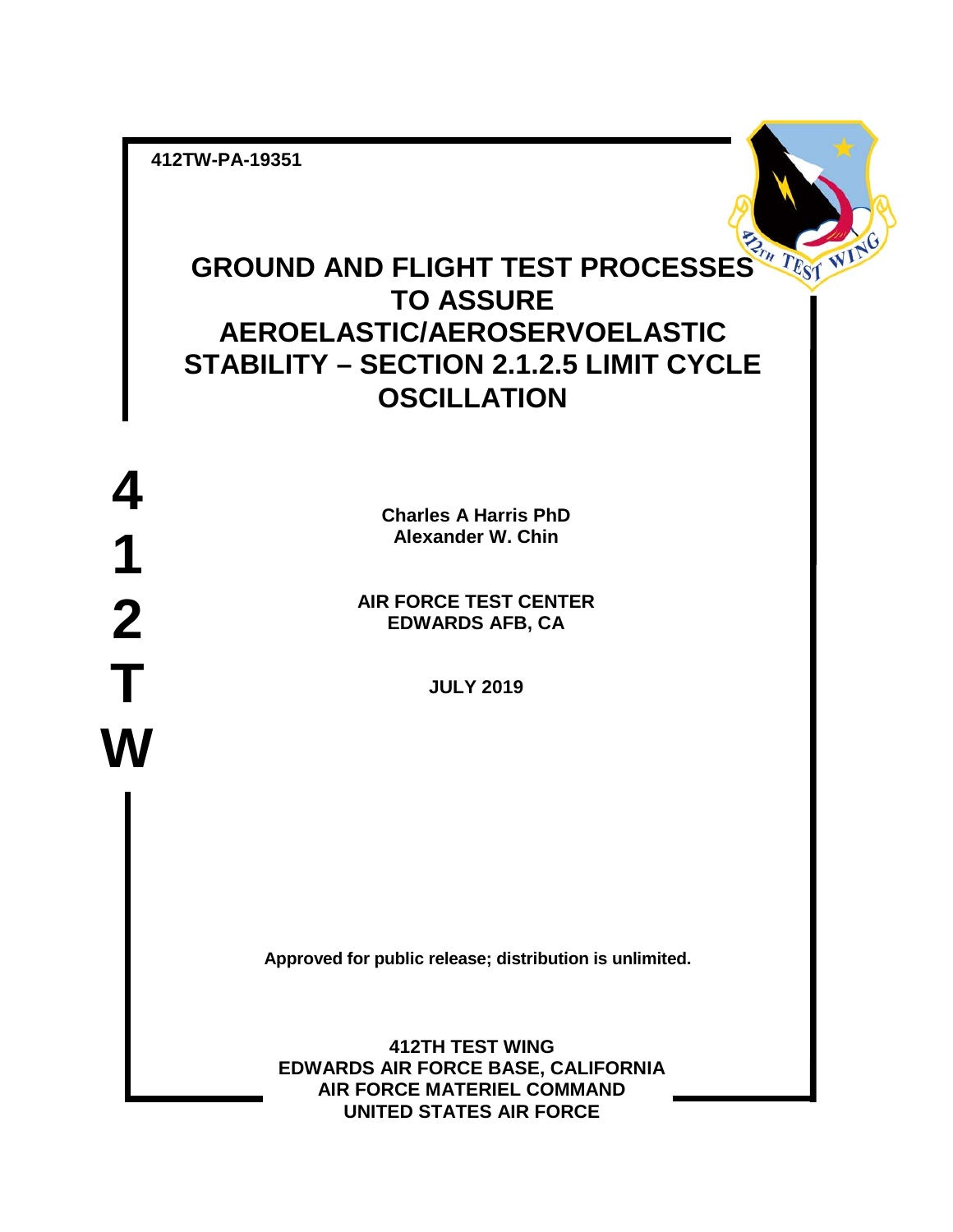412TW-PA-19351

# GROUND AND FLIGHT TEST PROCESSES TO ASSURE AEROELASTIC/AEROSERVOELASTIC STABILITY – SECTION 2.1.2.5 LIMIT CYCLE OSCILLATION

**4**
**1**
**2**
**T**
**W**

**Charles A Harris PhD**
**Alexander W. Chin**

**AIR FORCE TEST CENTER**
**EDWARDS AFB, CA**

**JULY 2019**

**Approved for public release; distribution is unlimited.**

**412TH TEST WING**
**EDWARDS AIR FORCE BASE, CALIFORNIA**
**AIR FORCE MATERIEL COMMAND**
**UNITED STATES AIR FORCE**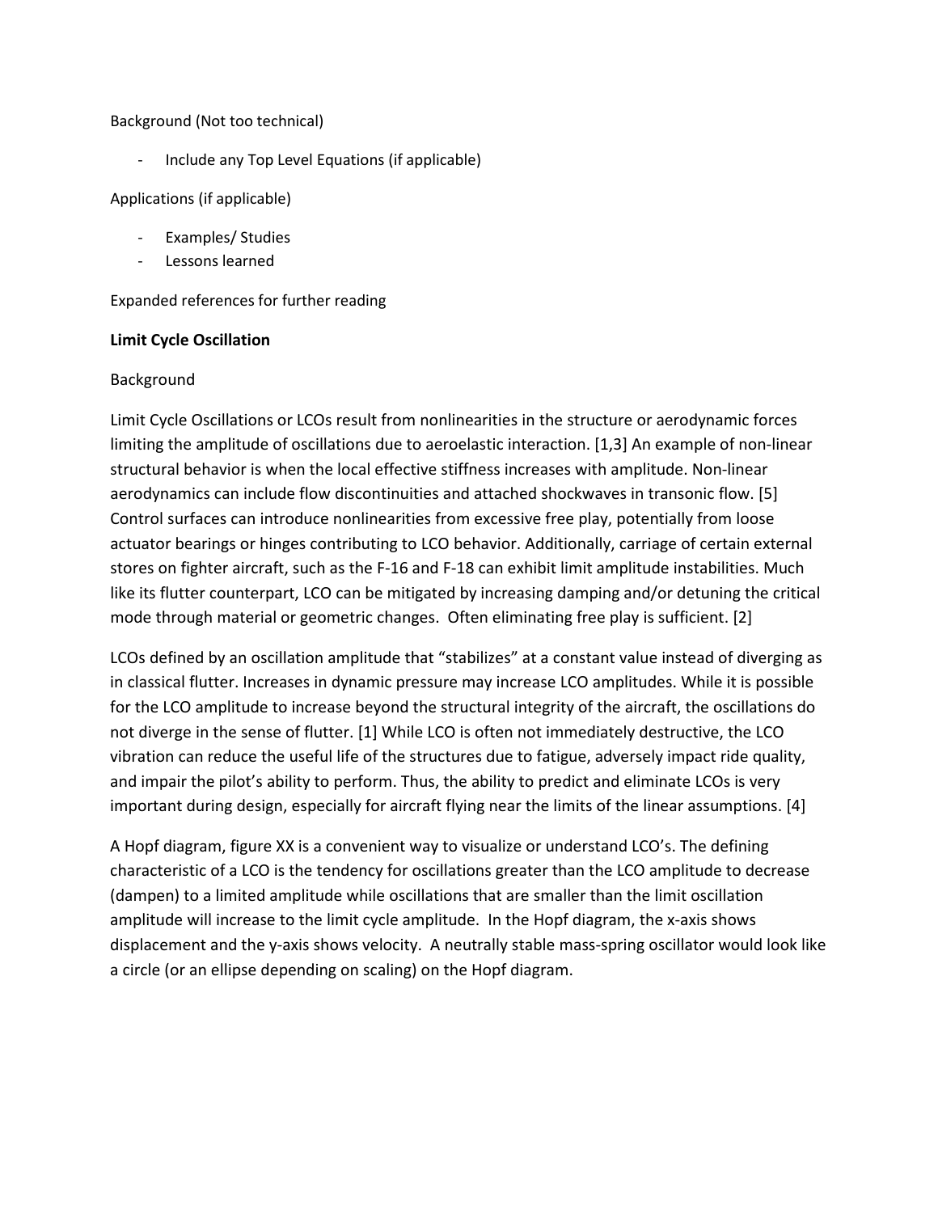Background (Not too technical)

- Include any Top Level Equations (if applicable)

Applications (if applicable)

- Examples/ Studies
- Lessons learned

Expanded references for further reading

**Limit Cycle Oscillation**

Background

Limit Cycle Oscillations or LCOs result from nonlinearities in the structure or aerodynamic forces limiting the amplitude of oscillations due to aeroelastic interaction. [1,3] An example of non-linear structural behavior is when the local effective stiffness increases with amplitude. Non-linear aerodynamics can include flow discontinuities and attached shockwaves in transonic flow. [5] Control surfaces can introduce nonlinearities from excessive free play, potentially from loose actuator bearings or hinges contributing to LCO behavior. Additionally, carriage of certain external stores on fighter aircraft, such as the F-16 and F-18 can exhibit limit amplitude instabilities. Much like its flutter counterpart, LCO can be mitigated by increasing damping and/or detuning the critical mode through material or geometric changes. Often eliminating free play is sufficient. [2]

LCOs defined by an oscillation amplitude that "stabilizes" at a constant value instead of diverging as in classical flutter. Increases in dynamic pressure may increase LCO amplitudes. While it is possible for the LCO amplitude to increase beyond the structural integrity of the aircraft, the oscillations do not diverge in the sense of flutter. [1] While LCO is often not immediately destructive, the LCO vibration can reduce the useful life of the structures due to fatigue, adversely impact ride quality, and impair the pilot's ability to perform. Thus, the ability to predict and eliminate LCOs is very important during design, especially for aircraft flying near the limits of the linear assumptions. [4]

A Hopf diagram, figure XX is a convenient way to visualize or understand LCO's. The defining characteristic of a LCO is the tendency for oscillations greater than the LCO amplitude to decrease (dampen) to a limited amplitude while oscillations that are smaller than the limit oscillation amplitude will increase to the limit cycle amplitude. In the Hopf diagram, the x-axis shows displacement and the y-axis shows velocity. A neutrally stable mass-spring oscillator would look like a circle (or an ellipse depending on scaling) on the Hopf diagram.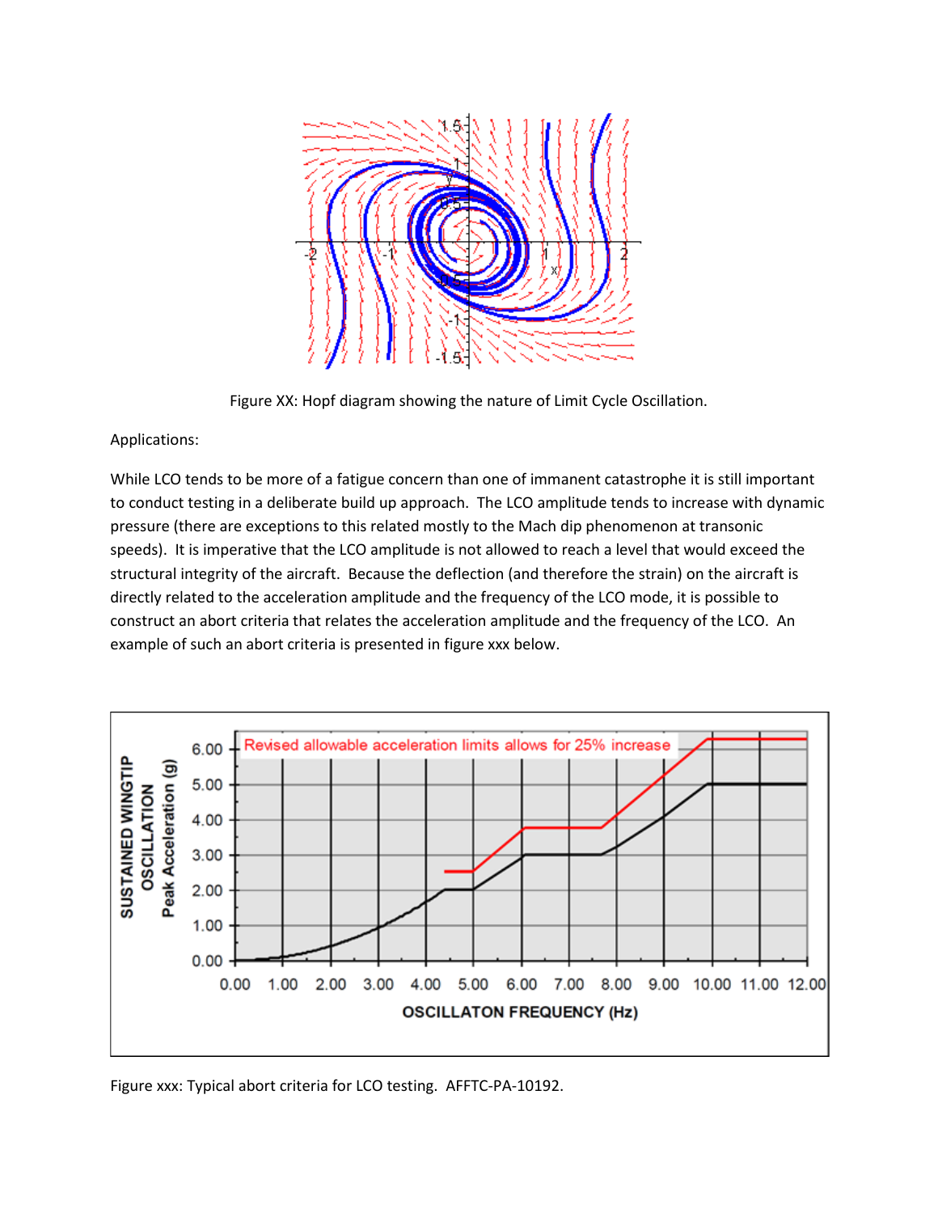Figure XX: Hopf diagram showing the nature of Limit Cycle Oscillation.

Applications:

While LCO tends to be more of a fatigue concern than one of immanent catastrophe it is still important to conduct testing in a deliberate build up approach. The LCO amplitude tends to increase with dynamic pressure (there are exceptions to this related mostly to the Mach dip phenomenon at transonic speeds). It is imperative that the LCO amplitude is not allowed to reach a level that would exceed the structural integrity of the aircraft. Because the deflection (and therefore the strain) on the aircraft is directly related to the acceleration amplitude and the frequency of the LCO mode, it is possible to construct an abort criteria that relates the acceleration amplitude and the frequency of the LCO. An example of such an abort criteria is presented in figure xxx below.

Figure xxx: Typical abort criteria for LCO testing. AFFTC-PA-10192.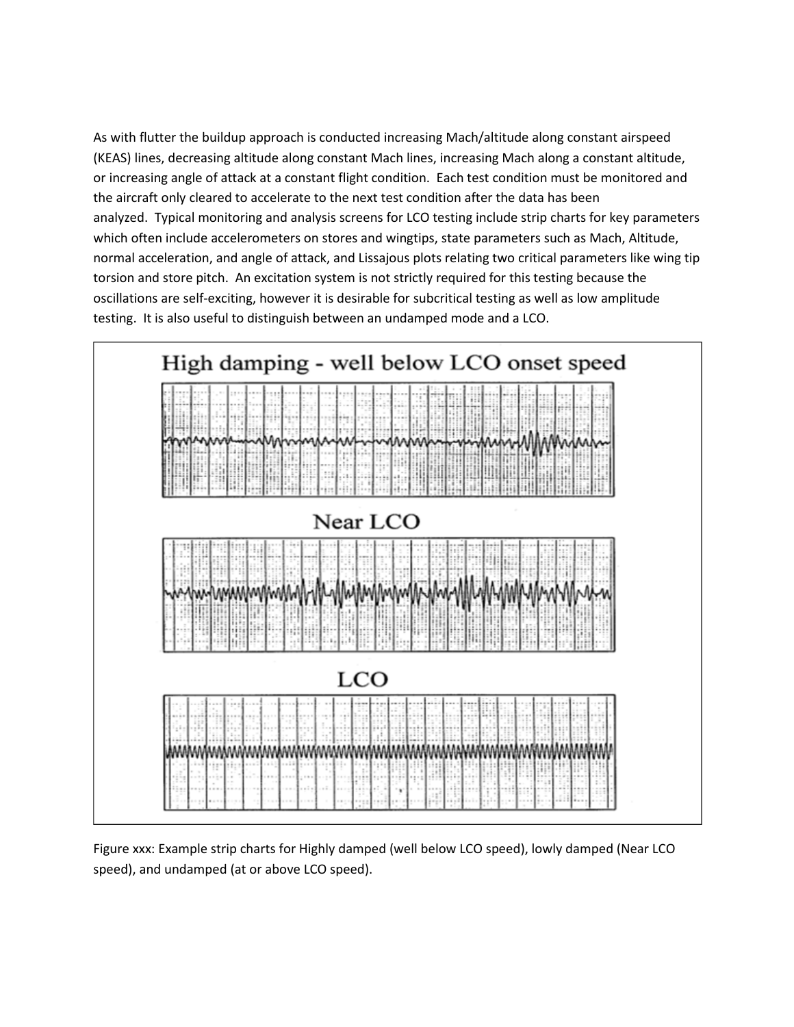As with flutter the buildup approach is conducted increasing Mach/altitude along constant airspeed (KEAS) lines, decreasing altitude along constant Mach lines, increasing Mach along a constant altitude, or increasing angle of attack at a constant flight condition. Each test condition must be monitored and the aircraft only cleared to accelerate to the next test condition after the data has been analyzed. Typical monitoring and analysis screens for LCO testing include strip charts for key parameters which often include accelerometers on stores and wingtips, state parameters such as Mach, Altitude, normal acceleration, and angle of attack, and Lissajous plots relating two critical parameters like wing tip torsion and store pitch. An excitation system is not strictly required for this testing because the oscillations are self-exciting, however it is desirable for subcritical testing as well as low amplitude testing. It is also useful to distinguish between an undamped mode and a LCO.

High damping - well below LCO onset speed

Near LCO

LCO

Figure xxx: Example strip charts for Highly damped (well below LCO speed), lowly damped (Near LCO speed), and undamped (at or above LCO speed).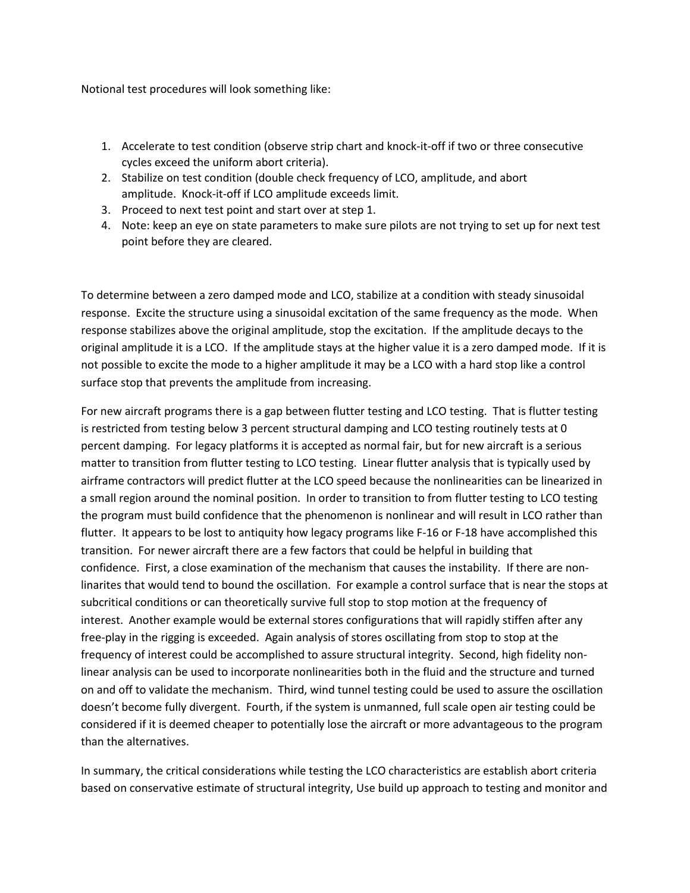Notional test procedures will look something like:

1. Accelerate to test condition (observe strip chart and knock-it-off if two or three consecutive cycles exceed the uniform abort criteria).
2. Stabilize on test condition (double check frequency of LCO, amplitude, and abort amplitude. Knock-it-off if LCO amplitude exceeds limit.
3. Proceed to next test point and start over at step 1.
4. Note: keep an eye on state parameters to make sure pilots are not trying to set up for next test point before they are cleared.

To determine between a zero damped mode and LCO, stabilize at a condition with steady sinusoidal response. Excite the structure using a sinusoidal excitation of the same frequency as the mode. When response stabilizes above the original amplitude, stop the excitation. If the amplitude decays to the original amplitude it is a LCO. If the amplitude stays at the higher value it is a zero damped mode. If it is not possible to excite the mode to a higher amplitude it may be a LCO with a hard stop like a control surface stop that prevents the amplitude from increasing.

For new aircraft programs there is a gap between flutter testing and LCO testing. That is flutter testing is restricted from testing below 3 percent structural damping and LCO testing routinely tests at 0 percent damping. For legacy platforms it is accepted as normal fair, but for new aircraft is a serious matter to transition from flutter testing to LCO testing. Linear flutter analysis that is typically used by airframe contractors will predict flutter at the LCO speed because the nonlinearities can be linearized in a small region around the nominal position. In order to transition to from flutter testing to LCO testing the program must build confidence that the phenomenon is nonlinear and will result in LCO rather than flutter. It appears to be lost to antiquity how legacy programs like F-16 or F-18 have accomplished this transition. For newer aircraft there are a few factors that could be helpful in building that confidence. First, a close examination of the mechanism that causes the instability. If there are non-linarites that would tend to bound the oscillation. For example a control surface that is near the stops at subcritical conditions or can theoretically survive full stop to stop motion at the frequency of interest. Another example would be external stores configurations that will rapidly stiffen after any free-play in the rigging is exceeded. Again analysis of stores oscillating from stop to stop at the frequency of interest could be accomplished to assure structural integrity. Second, high fidelity non-linear analysis can be used to incorporate nonlinearities both in the fluid and the structure and turned on and off to validate the mechanism. Third, wind tunnel testing could be used to assure the oscillation doesn't become fully divergent. Fourth, if the system is unmanned, full scale open air testing could be considered if it is deemed cheaper to potentially lose the aircraft or more advantageous to the program than the alternatives.

In summary, the critical considerations while testing the LCO characteristics are establish abort criteria based on conservative estimate of structural integrity, Use build up approach to testing and monitor and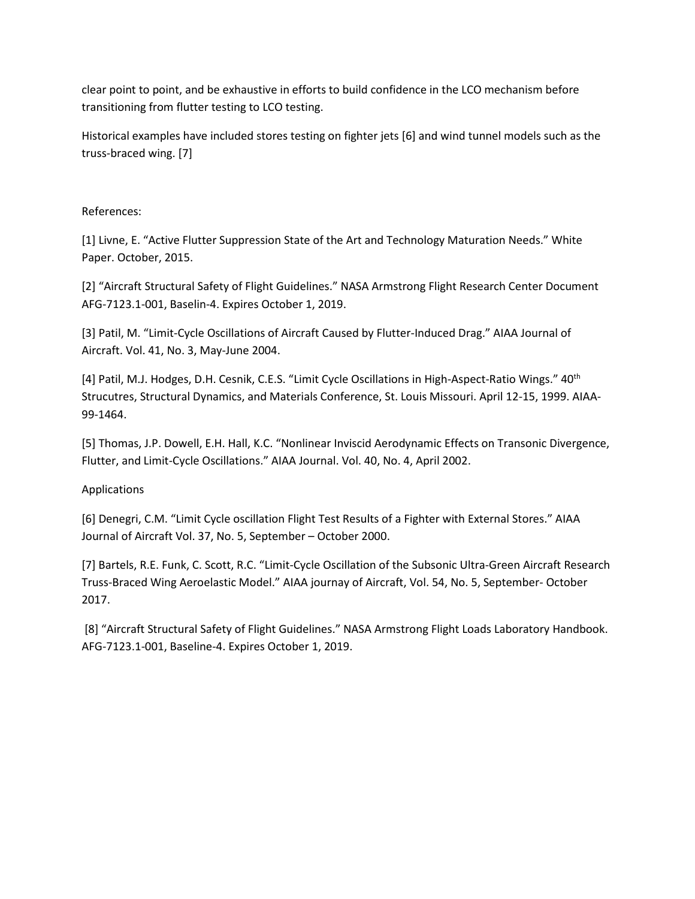clear point to point, and be exhaustive in efforts to build confidence in the LCO mechanism before transitioning from flutter testing to LCO testing.

Historical examples have included stores testing on fighter jets [6] and wind tunnel models such as the truss-braced wing. [7]

References:

[1] Livne, E. "Active Flutter Suppression State of the Art and Technology Maturation Needs." White Paper. October, 2015.

[2] "Aircraft Structural Safety of Flight Guidelines." NASA Armstrong Flight Research Center Document AFG-7123.1-001, Baselin-4. Expires October 1, 2019.

[3] Patil, M. "Limit-Cycle Oscillations of Aircraft Caused by Flutter-Induced Drag." AIAA Journal of Aircraft. Vol. 41, No. 3, May-June 2004.

[4] Patil, M.J. Hodges, D.H. Cesnik, C.E.S. "Limit Cycle Oscillations in High-Aspect-Ratio Wings." 40th Strucutres, Structural Dynamics, and Materials Conference, St. Louis Missouri. April 12-15, 1999. AIAA-99-1464.

[5] Thomas, J.P. Dowell, E.H. Hall, K.C. "Nonlinear Inviscid Aerodynamic Effects on Transonic Divergence, Flutter, and Limit-Cycle Oscillations." AIAA Journal. Vol. 40, No. 4, April 2002.

Applications

[6] Denegri, C.M. "Limit Cycle oscillation Flight Test Results of a Fighter with External Stores." AIAA Journal of Aircraft Vol. 37, No. 5, September – October 2000.

[7] Bartels, R.E. Funk, C. Scott, R.C. "Limit-Cycle Oscillation of the Subsonic Ultra-Green Aircraft Research Truss-Braced Wing Aeroelastic Model." AIAA journay of Aircraft, Vol. 54, No. 5, September- October 2017.

[8] "Aircraft Structural Safety of Flight Guidelines." NASA Armstrong Flight Loads Laboratory Handbook. AFG-7123.1-001, Baseline-4. Expires October 1, 2019.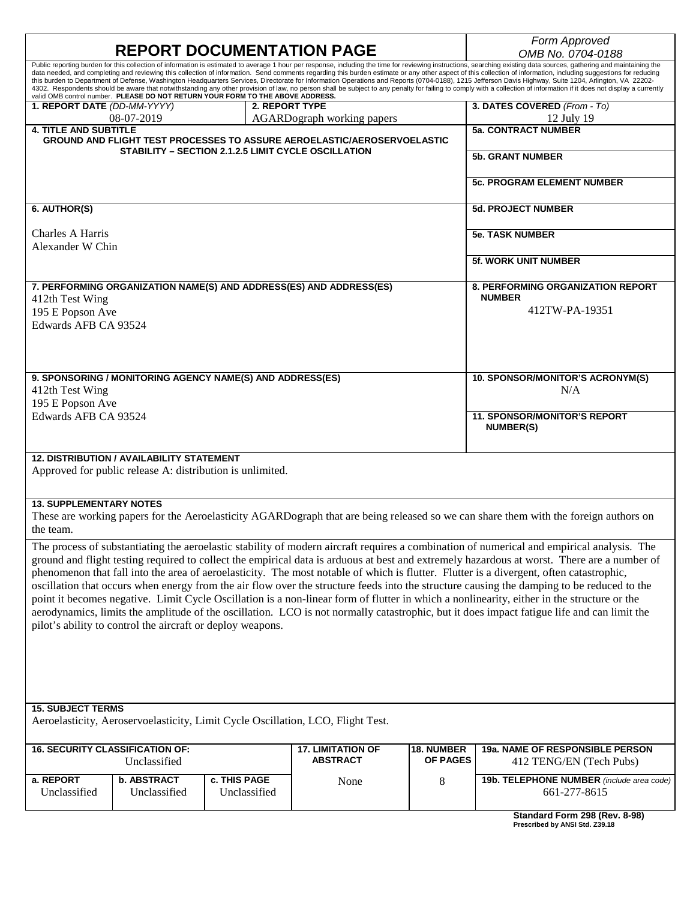# REPORT DOCUMENTATION PAGE

*Form Approved*
*OMB No. 0704-0188*

Public reporting burden for this collection of information is estimated to average 1 hour per response, including the time for reviewing instructions, searching existing data sources, gathering and maintaining the data needed, and completing and reviewing this collection of information. Send comments regarding this burden estimate or any other aspect of this collection of information, including suggestions for reducing this burden to Department of Defense, Washington Headquarters Services, Directorate for Information Operations and Reports (0704-0188), 1215 Jefferson Davis Highway, Suite 1204, Arlington, VA 22202-4302. Respondents should be aware that notwithstanding any other provision of law, no person shall be subject to any penalty for failing to comply with a collection of information if it does not display a currently valid OMB control number. **PLEASE DO NOT RETURN YOUR FORM TO THE ABOVE ADDRESS.**

| | | |
|---|---|---|
| **1. REPORT DATE** *(DD-MM-YYYY)* 08-07-2019 | **2. REPORT TYPE** AGARDograph working papers | **3. DATES COVERED** *(From - To)* 12 July 19 |

**4. TITLE AND SUBTITLE**
**GROUND AND FLIGHT TEST PROCESSES TO ASSURE AEROELASTIC/AEROSERVOELASTIC STABILITY – SECTION 2.1.2.5 LIMIT CYCLE OSCILLATION**

**5a. CONTRACT NUMBER**

**5b. GRANT NUMBER**

**5c. PROGRAM ELEMENT NUMBER**

**6. AUTHOR(S)**

Charles A Harris
Alexander W Chin

**5d. PROJECT NUMBER**

**5e. TASK NUMBER**

**5f. WORK UNIT NUMBER**

**7. PERFORMING ORGANIZATION NAME(S) AND ADDRESS(ES) AND ADDRESS(ES)**
412th Test Wing
195 E Popson Ave
Edwards AFB CA 93524

**8. PERFORMING ORGANIZATION REPORT NUMBER**
412TW-PA-19351

**9. SPONSORING / MONITORING AGENCY NAME(S) AND ADDRESS(ES)**
412th Test Wing
195 E Popson Ave
Edwards AFB CA 93524

**10. SPONSOR/MONITOR'S ACRONYM(S)**
N/A

**11. SPONSOR/MONITOR'S REPORT NUMBER(S)**

**12. DISTRIBUTION / AVAILABILITY STATEMENT**
Approved for public release A: distribution is unlimited.

**13. SUPPLEMENTARY NOTES**
These are working papers for the Aeroelasticity AGARDograph that are being released so we can share them with the foreign authors on the team.

The process of substantiating the aeroelastic stability of modern aircraft requires a combination of numerical and empirical analysis. The ground and flight testing required to collect the empirical data is arduous at best and extremely hazardous at worst. There are a number of phenomenon that fall into the area of aeroelasticity. The most notable of which is flutter. Flutter is a divergent, often catastrophic, oscillation that occurs when energy from the air flow over the structure feeds into the structure causing the damping to be reduced to the point it becomes negative. Limit Cycle Oscillation is a non-linear form of flutter in which a nonlinearity, either in the structure or the aerodynamics, limits the amplitude of the oscillation. LCO is not normally catastrophic, but it does impact fatigue life and can limit the pilot's ability to control the aircraft or deploy weapons.

**15. SUBJECT TERMS**
Aeroelasticity, Aeroservoelasticity, Limit Cycle Oscillation, LCO, Flight Test.

| **16. SECURITY CLASSIFICATION OF:** Unclassified | | | **17. LIMITATION OF ABSTRACT** | **18. NUMBER OF PAGES** | **19a. NAME OF RESPONSIBLE PERSON** 412 TENG/EN (Tech Pubs) |
|---|---|---|---|---|---|
| **a. REPORT** Unclassified | **b. ABSTRACT** Unclassified | **c. THIS PAGE** Unclassified | None | 8 | **19b. TELEPHONE NUMBER** *(include area code)* 661-277-8615 |

**Standard Form 298 (Rev. 8-98)**
**Prescribed by ANSI Std. Z39.18**